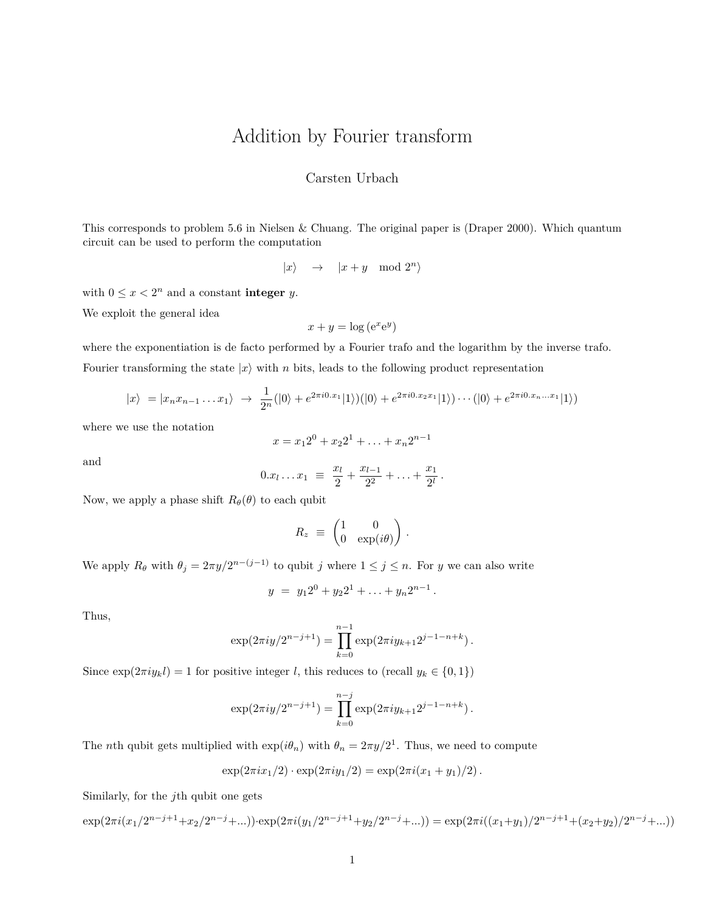# Addition by Fourier transform

Carsten Urbach

This corresponds to problem 5.6 in Nielsen & Chuang. The original paper is (Draper 2000). Which quantum circuit can be used to perform the computation

$$|x\rangle \quad \to \quad |x + y \mod 2^n\rangle$$

with $0 \leq x < 2^n$ and a constant **integer** $y$.

We exploit the general idea

$$x + y = \log\left(e^x e^y\right)$$

where the exponentiation is de facto performed by a Fourier trafo and the logarithm by the inverse trafo.

Fourier transforming the state $|x\rangle$ with $n$ bits, leads to the following product representation

$$|x\rangle \;= |x_n x_{n-1} \ldots x_1\rangle \;\to\; \frac{1}{2^n}(|0\rangle + e^{2\pi i 0.x_1}|1\rangle)(|0\rangle + e^{2\pi i 0.x_2 x_1}|1\rangle)\cdots(|0\rangle + e^{2\pi i 0.x_n \ldots x_1}|1\rangle)$$

where we use the notation

$$x = x_1 2^0 + x_2 2^1 + \ldots + x_n 2^{n-1}$$

and

$$0.x_l \ldots x_1 \;\equiv\; \frac{x_l}{2} + \frac{x_{l-1}}{2^2} + \ldots + \frac{x_1}{2^l}\,.$$

Now, we apply a phase shift $R_\theta(\theta)$ to each qubit

$$R_z \;\equiv\; \begin{pmatrix} 1 & 0 \\ 0 & \exp(i\theta) \end{pmatrix}\,.$$

We apply $R_\theta$ with $\theta_j = 2\pi y/2^{n-(j-1)}$ to qubit $j$ where $1 \leq j \leq n$. For $y$ we can also write

$$y \;=\; y_1 2^0 + y_2 2^1 + \ldots + y_n 2^{n-1}\,.$$

Thus,

$$\exp(2\pi i y/2^{n-j+1}) = \prod_{k=0}^{n-1} \exp(2\pi i y_{k+1} 2^{j-1-n+k})\,.$$

Since $\exp(2\pi i y_k l) = 1$ for positive integer $l$, this reduces to (recall $y_k \in \{0,1\}$)

$$\exp(2\pi i y/2^{n-j+1}) = \prod_{k=0}^{n-j} \exp(2\pi i y_{k+1} 2^{j-1-n+k})\,.$$

The $n$th qubit gets multiplied with $\exp(i\theta_n)$ with $\theta_n = 2\pi y/2^1$. Thus, we need to compute

$$\exp(2\pi i x_1/2) \cdot \exp(2\pi i y_1/2) = \exp(2\pi i (x_1 + y_1)/2)\,.$$

Similarly, for the $j$th qubit one gets

$$\exp(2\pi i(x_1/2^{n-j+1} + x_2/2^{n-j} + \ldots)) \cdot \exp(2\pi i(y_1/2^{n-j+1} + y_2/2^{n-j} + \ldots)) = \exp(2\pi i((x_1+y_1)/2^{n-j+1} + (x_2+y_2)/2^{n-j} + \ldots))$$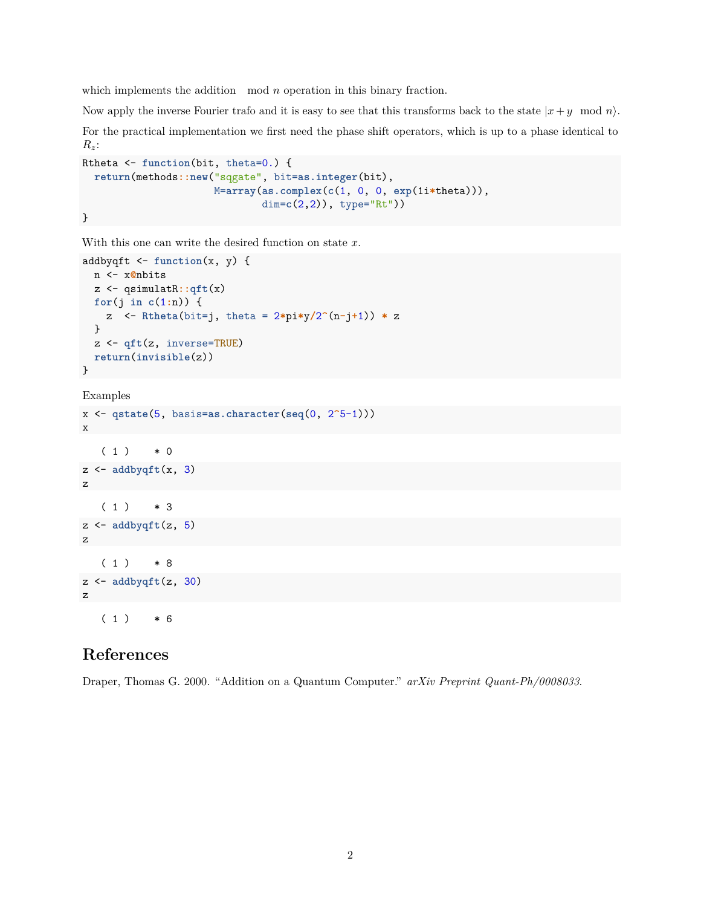which implements the addition $\mod n$ operation in this binary fraction.

Now apply the inverse Fourier trafo and it is easy to see that this transforms back to the state $|x + y \mod n\rangle$.

For the practical implementation we first need the phase shift operators, which is up to a phase identical to $R_z$:

```
Rtheta <- function(bit, theta=0.) {
  return(methods::new("sqgate", bit=as.integer(bit),
                      M=array(as.complex(c(1, 0, 0, exp(1i*theta))),
                              dim=c(2,2)), type="Rt"))
}
```

With this one can write the desired function on state $x$.

```
addbyqft <- function(x, y) {
  n <- x@nbits
  z <- qsimulatR::qft(x)
  for(j in c(1:n)) {
    z  <- Rtheta(bit=j, theta = 2*pi*y/2^(n-j+1)) * z
  }
  z <- qft(z, inverse=TRUE)
  return(invisible(z))
}
```

Examples

```
x <- qstate(5, basis=as.character(seq(0, 2^5-1)))
x
```

```
   ( 1 )    * 0
```

```
z <- addbyqft(x, 3)
z
```

```
   ( 1 )    * 3
```

```
z <- addbyqft(z, 5)
z
```

```
   ( 1 )    * 8
```

```
z <- addbyqft(z, 30)
z
```

```
   ( 1 )    * 6
```

# References

Draper, Thomas G. 2000. "Addition on a Quantum Computer." *arXiv Preprint Quant-Ph/0008033*.